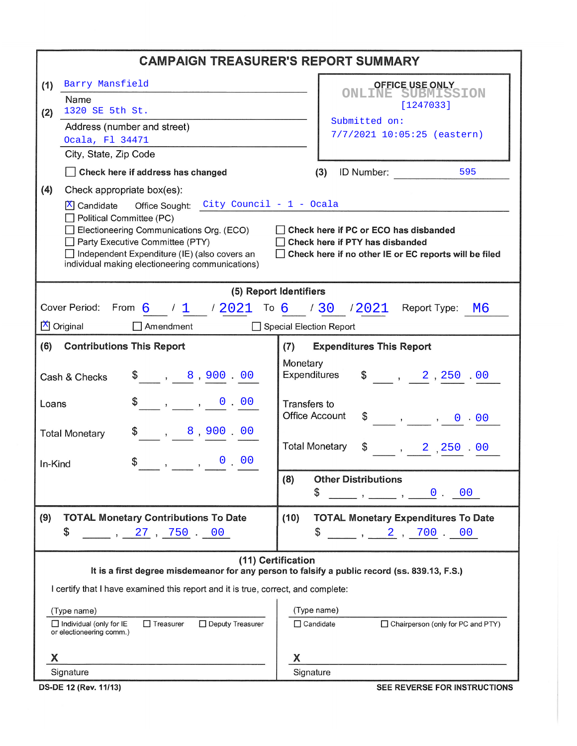# CAMPAIGN TREASURER'S REPORT SUMMARY

**(1)** Barry Mansfield
Name

**(2)** 1320 SE 5th St.
Address (number and street)

Ocala, Fl 34471
City, State, Zip Code

☐ **Check here if address has changed**

**OFFICE USE ONLY**
ONLINE SUBMISSION
[1247033]
Submitted on:
7/7/2021 10:05:25 (eastern)

**(3)** ID Number: 595

**(4)** Check appropriate box(es):

☒ Candidate Office Sought: City Council - 1 - Ocala
☐ Political Committee (PC)
☐ Electioneering Communications Org. (ECO)
☐ Party Executive Committee (PTY)
☐ Independent Expenditure (IE) (also covers an individual making electioneering communications)

☐ **Check here if PC or ECO has disbanded**
☐ **Check here if PTY has disbanded**
☐ **Check here if no other IE or EC reports will be filed**

## (5) Report Identifiers

Cover Period: From 6 / 1 / 2021 To 6 / 30 / 2021 Report Type: M6

☒ Original ☐ Amendment ☐ Special Election Report

## (6) Contributions This Report

| | |
|---|---|
| Cash & Checks | $ 8,900.00 |
| Loans | $ 0.00 |
| Total Monetary | $ 8,900.00 |
| In-Kind | $ 0.00 |

## (7) Expenditures This Report

| | |
|---|---|
| Monetary Expenditures | $ 2,250.00 |
| Transfers to Office Account | $ 0.00 |
| Total Monetary | $ 2,250.00 |

## (8) Other Distributions

$ 0.00

## (9) TOTAL Monetary Contributions To Date

$ 27,750.00

## (10) TOTAL Monetary Expenditure To Date

$ 2,700.00

## (11) Certification

**It is a first degree misdemeanor for any person to falsify a public record (ss. 839.13, F.S.)**

I certify that I have examined this report and it is true, correct, and complete:

(Type name)
☐ Individual (only for IE or electioneering comm.) ☐ Treasurer ☐ Deputy Treasurer

**X**
Signature

(Type name)
☐ Candidate ☐ Chairperson (only for PC and PTY)

**X**
Signature

**DS-DE 12 (Rev. 11/13)** **SEE REVERSE FOR INSTRUCTIONS**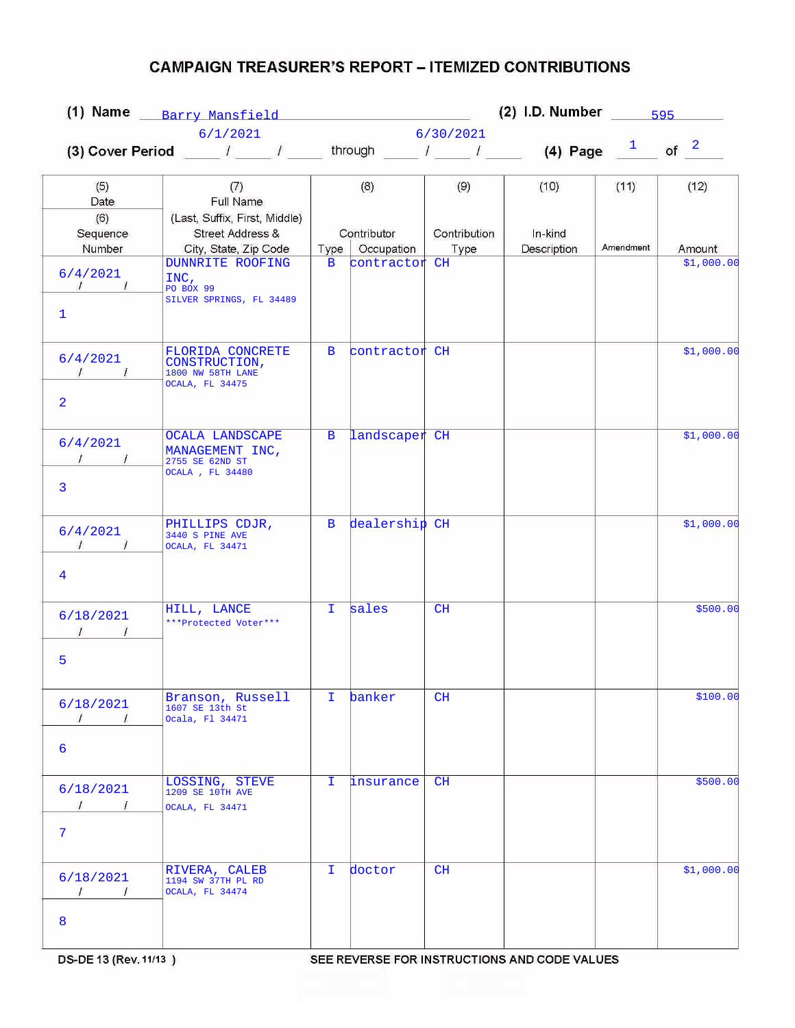# CAMPAIGN TREASURER'S REPORT – ITEMIZED CONTRIBUTIONS

**(1) Name** Barry Mansfield **(2) I.D. Number** 595

**(3) Cover Period** 6/1/2021 through 6/30/2021 **(4) Page** 1 of 2

| (5) Date / (6) Sequence Number | (7) Full Name (Last, Suffix, First, Middle) Street Address & City, State, Zip Code | (8) Contributor Type | (8) Contributor Occupation | (9) Contribution Type | (10) In-kind Description | (11) Amendment | (12) Amount |
|---|---|---|---|---|---|---|---|
| 6/4/2021<br>1 | DUNNRITE ROOFING INC,<br>PO BOX 99<br>SILVER SPRINGS, FL 34489 | B | contractor | CH | | | $1,000.00 |
| 6/4/2021<br>2 | FLORIDA CONCRETE CONSTRUCTION,<br>1800 NW 58TH LANE<br>OCALA, FL 34475 | B | contractor | CH | | | $1,000.00 |
| 6/4/2021<br>3 | OCALA LANDSCAPE MANAGEMENT INC,<br>2755 SE 62ND ST<br>OCALA , FL 34480 | B | landscaper | CH | | | $1,000.00 |
| 6/4/2021<br>4 | PHILLIPS CDJR,<br>3440 S PINE AVE<br>OCALA, FL 34471 | B | dealership | CH | | | $1,000.00 |
| 6/18/2021<br>5 | HILL, LANCE<br>***Protected Voter*** | I | sales | CH | | | $500.00 |
| 6/18/2021<br>6 | Branson, Russell<br>1607 SE 13th St<br>Ocala, Fl 34471 | I | banker | CH | | | $100.00 |
| 6/18/2021<br>7 | LOSSING, STEVE<br>1209 SE 10TH AVE<br>OCALA, FL 34471 | I | insurance | CH | | | $500.00 |
| 6/18/2021<br>8 | RIVERA, CALEB<br>1194 SW 37TH PL RD<br>OCALA, FL 34474 | I | doctor | CH | | | $1,000.00 |

DS-DE 13 (Rev. 11/13) SEE REVERSE FOR INSTRUCTIONS AND CODE VALUES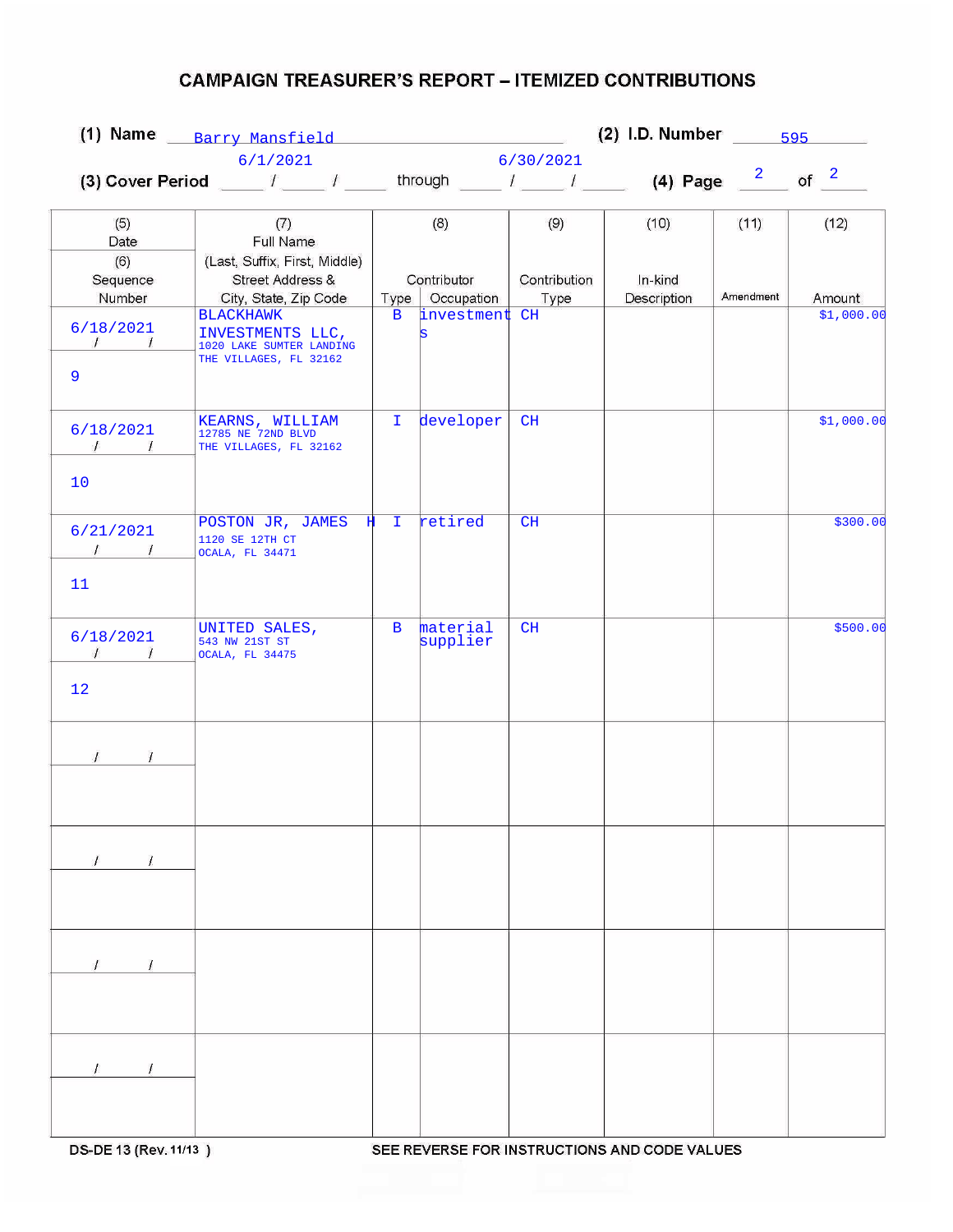# CAMPAIGN TREASURER'S REPORT – ITEMIZED CONTRIBUTIONS

(1) Name Barry Mansfield

(2) I.D. Number 595

(3) Cover Period 6/1/2021 through 6/30/2021

(4) Page 2 of 2

| (5) Date / (6) Sequence Number | (7) Full Name (Last, Suffix, First, Middle) Street Address & City, State, Zip Code | (8) Contributor Type | (8) Contributor Occupation | (9) Contribution Type | (10) In-kind Description | (11) Amendment | (12) Amount |
|---|---|---|---|---|---|---|---|
| 6/18/2021 / 9 | BLACKHAWK INVESTMENTS LLC, 1020 LAKE SUMTER LANDING THE VILLAGES, FL 32162 | B | investments | CH | | | $1,000.00 |
| 6/18/2021 / 10 | KEARNS, WILLIAM 12785 NE 72ND BLVD THE VILLAGES, FL 32162 | I | developer | CH | | | $1,000.00 |
| 6/21/2021 / 11 | POSTON JR, JAMES H 1120 SE 12TH CT OCALA, FL 34471 | I | retired | CH | | | $300.00 |
| 6/18/2021 / 12 | UNITED SALES, 543 NW 21ST ST OCALA, FL 34475 | B | material supplier | CH | | | $500.00 |
| / / | | | | | | | |
| / / | | | | | | | |
| / / | | | | | | | |
| / / | | | | | | | |

DS-DE 13 (Rev. 11/13) SEE REVERSE FOR INSTRUCTIONS AND CODE VALUES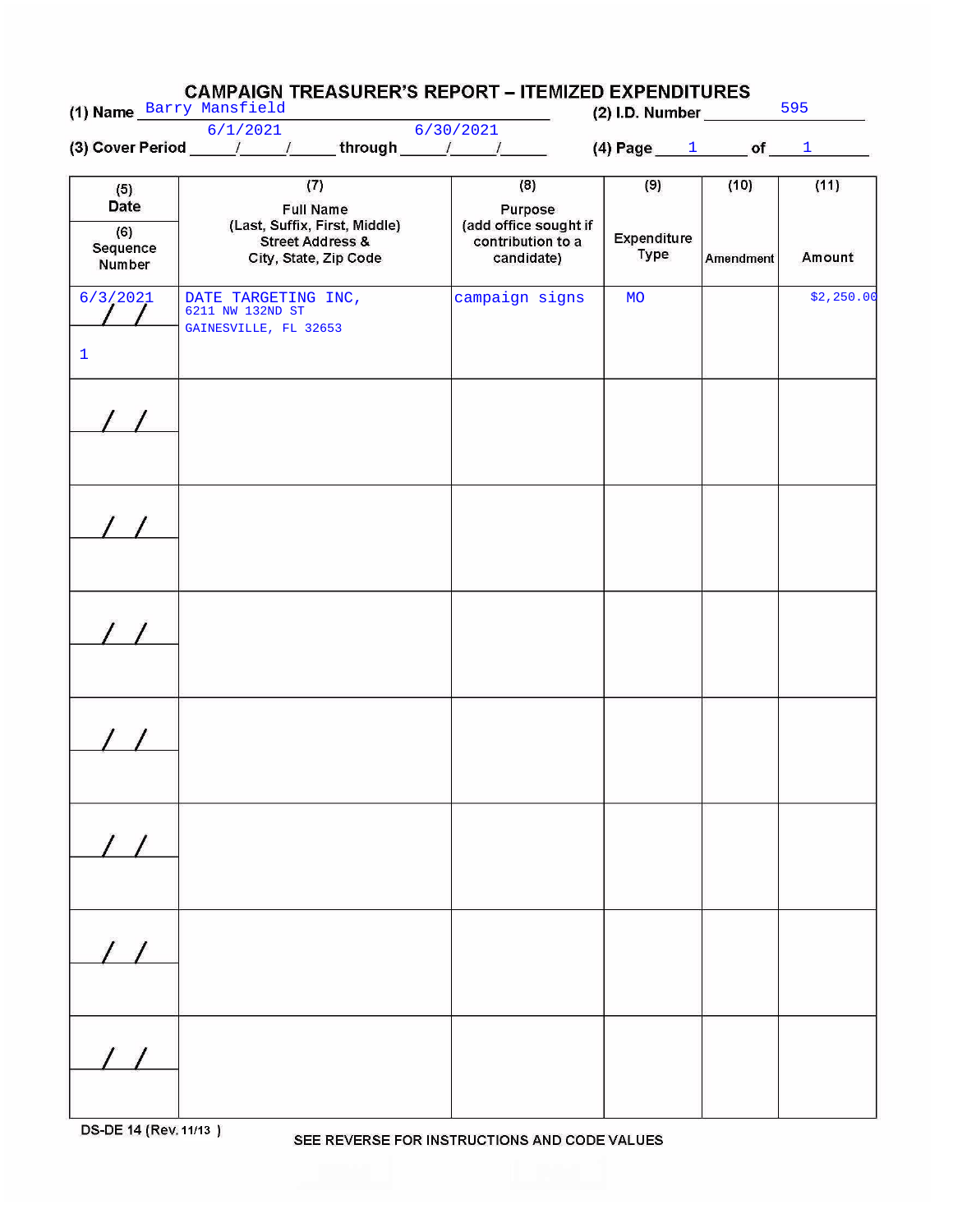# CAMPAIGN TREASURER'S REPORT – ITEMIZED EXPENDITURES

**(1) Name** Barry Mansfield **(2) I.D. Number** 595

**(3) Cover Period** 6/1/2021 through 6/30/2021 **(4) Page** 1 of 1

| (5) Date / (6) Sequence Number | (7) Full Name (Last, Suffix, First, Middle) Street Address & City, State, Zip Code | (8) Purpose (add office sought if contribution to a candidate) | (9) Expenditure Type | (10) Amendment | (11) Amount |
|---|---|---|---|---|---|
| 6/3/2021<br>1 | DATE TARGETING INC,<br>6211 NW 132ND ST<br>GAINESVILLE, FL 32653 | campaign signs | MO | | $2,250.00 |
| / / | | | | | |
| / / | | | | | |
| / / | | | | | |
| / / | | | | | |
| / / | | | | | |
| / / | | | | | |
| / / | | | | | |

DS-DE 14 (Rev. 11/13 )

SEE REVERSE FOR INSTRUCTIONS AND CODE VALUES